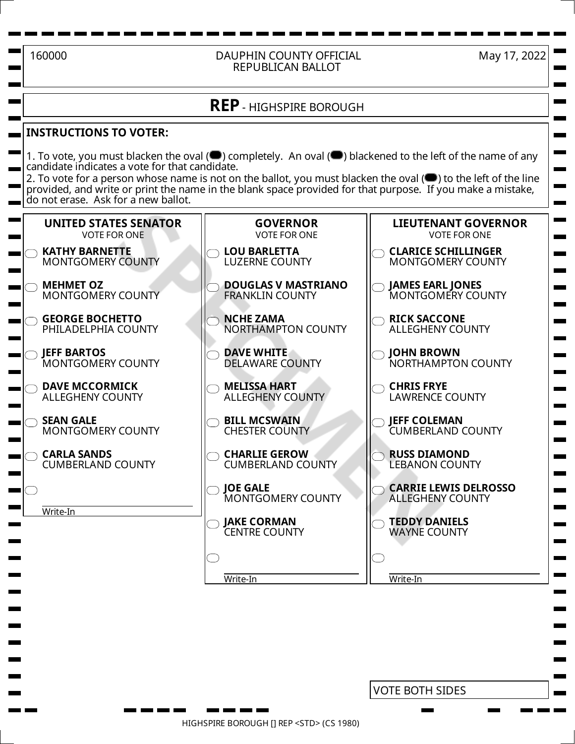160000

DAUPHIN COUNTY OFFICIAL
REPUBLICAN BALLOT

May 17, 2022

# **REP** - HIGHSPIRE BOROUGH

**INSTRUCTIONS TO VOTER:**

1. To vote, you must blacken the oval (⬬) completely. An oval (⬬) blackened to the left of the name of any candidate indicates a vote for that candidate.
2. To vote for a person whose name is not on the ballot, you must blacken the oval (⬬) to the left of the line provided, and write or print the name in the blank space provided for that purpose. If you make a mistake, do not erase. Ask for a new ballot.

## UNITED STATES SENATOR
VOTE FOR ONE

- **KATHY BARNETTE** MONTGOMERY COUNTY
- **MEHMET OZ** MONTGOMERY COUNTY
- **GEORGE BOCHETTO** PHILADELPHIA COUNTY
- **JEFF BARTOS** MONTGOMERY COUNTY
- **DAVE MCCORMICK** ALLEGHENY COUNTY
- **SEAN GALE** MONTGOMERY COUNTY
- **CARLA SANDS** CUMBERLAND COUNTY
- Write-In

## GOVERNOR
VOTE FOR ONE

- **LOU BARLETTA** LUZERNE COUNTY
- **DOUGLAS V MASTRIANO** FRANKLIN COUNTY
- **NCHE ZAMA** NORTHAMPTON COUNTY
- **DAVE WHITE** DELAWARE COUNTY
- **MELISSA HART** ALLEGHENY COUNTY
- **BILL MCSWAIN** CHESTER COUNTY
- **CHARLIE GEROW** CUMBERLAND COUNTY
- **JOE GALE** MONTGOMERY COUNTY
- **JAKE CORMAN** CENTRE COUNTY
- Write-In

## LIEUTENANT GOVERNOR
VOTE FOR ONE

- **CLARICE SCHILLINGER** MONTGOMERY COUNTY
- **JAMES EARL JONES** MONTGOMERY COUNTY
- **RICK SACCONE** ALLEGHENY COUNTY
- **JOHN BROWN** NORTHAMPTON COUNTY
- **CHRIS FRYE** LAWRENCE COUNTY
- **JEFF COLEMAN** CUMBERLAND COUNTY
- **RUSS DIAMOND** LEBANON COUNTY
- **CARRIE LEWIS DELROSSO** ALLEGHENY COUNTY
- **TEDDY DANIELS** WAYNE COUNTY
- Write-In

VOTE BOTH SIDES

HIGHSPIRE BOROUGH [] REP <STD> (CS 1980)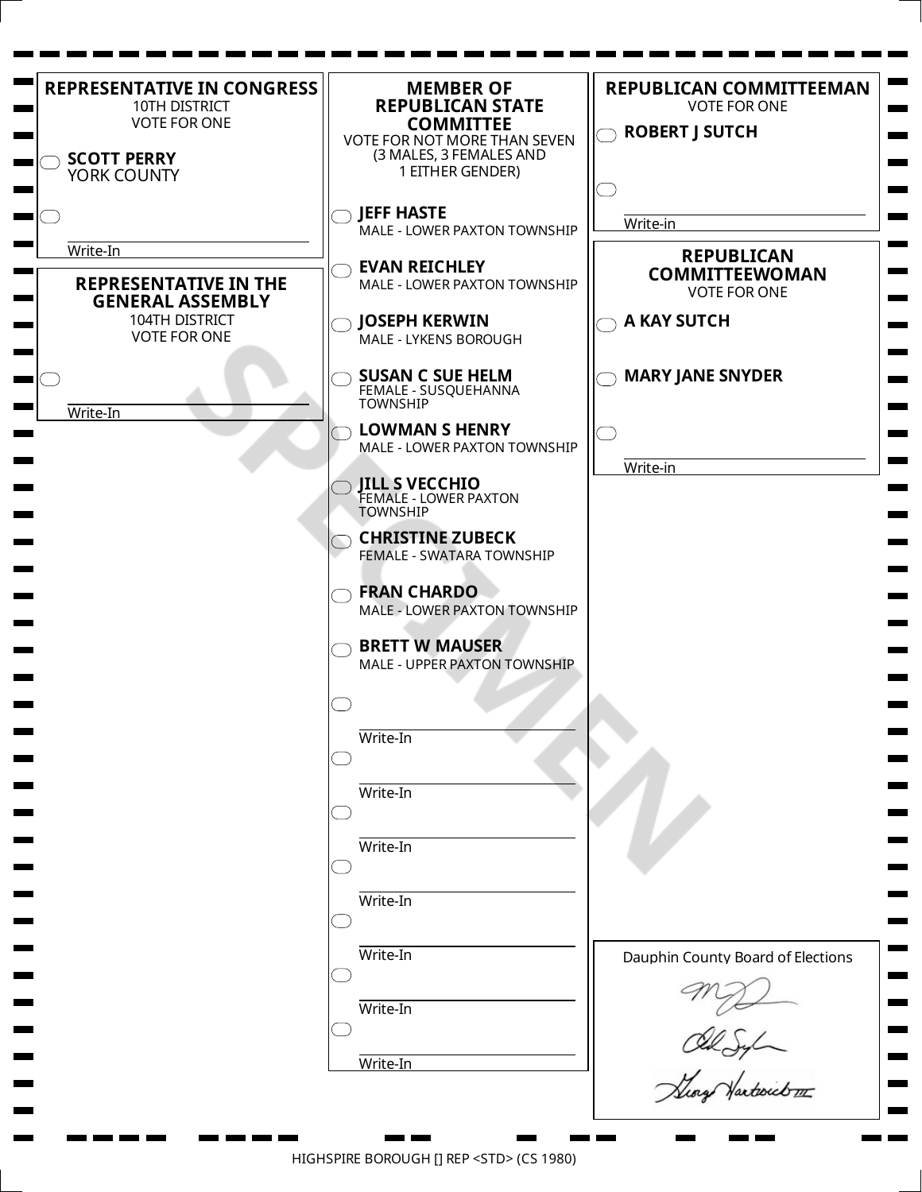## REPRESENTATIVE IN CONGRESS
10TH DISTRICT
VOTE FOR ONE

- SCOTT PERRY
  YORK COUNTY
- Write-In

## REPRESENTATIVE IN THE GENERAL ASSEMBLY
104TH DISTRICT
VOTE FOR ONE

- Write-In

## MEMBER OF REPUBLICAN STATE COMMITTEE
VOTE FOR NOT MORE THAN SEVEN
(3 MALES, 3 FEMALES AND 1 EITHER GENDER)

- JEFF HASTE
  MALE - LOWER PAXTON TOWNSHIP
- EVAN REICHLEY
  MALE - LOWER PAXTON TOWNSHIP
- JOSEPH KERWIN
  MALE - LYKENS BOROUGH
- SUSAN C SUE HELM
  FEMALE - SUSQUEHANNA TOWNSHIP
- LOWMAN S HENRY
  MALE - LOWER PAXTON TOWNSHIP
- JILL S VECCHIO
  FEMALE - LOWER PAXTON TOWNSHIP
- CHRISTINE ZUBECK
  FEMALE - SWATARA TOWNSHIP
- FRAN CHARDO
  MALE - LOWER PAXTON TOWNSHIP
- BRETT W MAUSER
  MALE - UPPER PAXTON TOWNSHIP
- Write-In
- Write-In
- Write-In
- Write-In
- Write-In
- Write-In
- Write-In

## REPUBLICAN COMMITTEEMAN
VOTE FOR ONE

- ROBERT J SUTCH
- Write-in

## REPUBLICAN COMMITTEEWOMAN
VOTE FOR ONE

- A KAY SUTCH
- MARY JANE SNYDER
- Write-in

Dauphin County Board of Elections

SPECIMEN

HIGHSPIRE BOROUGH [] REP <STD> (CS 1980)